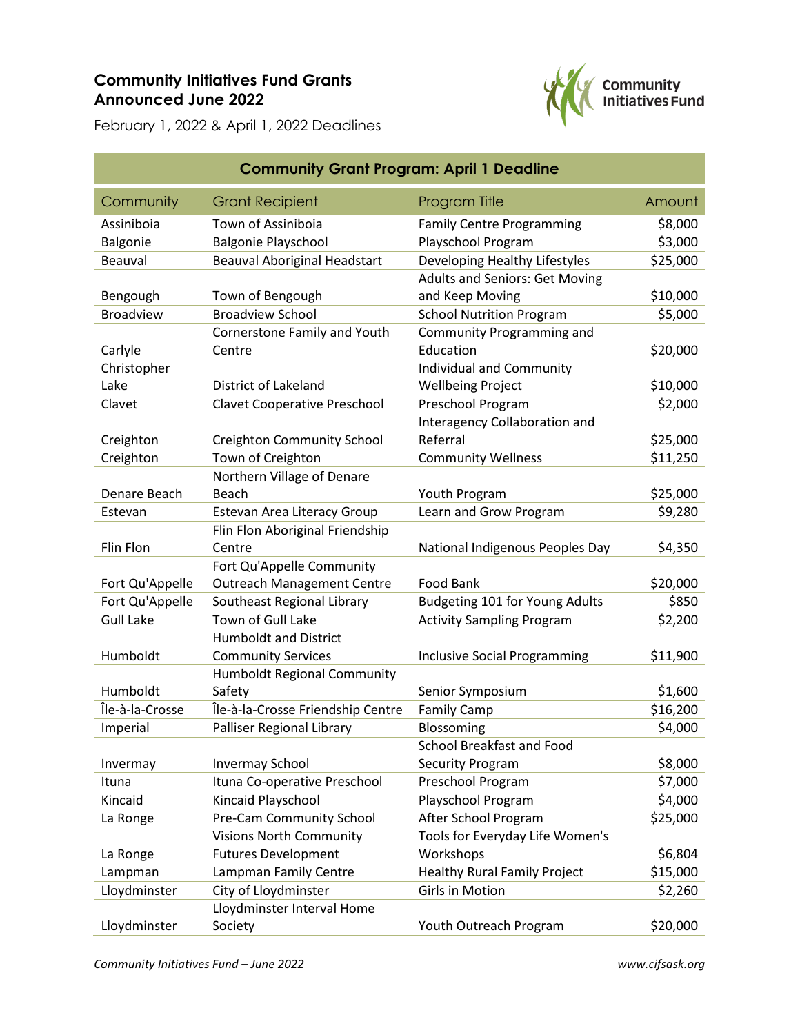# Community Initiatives Fund Grants Announced June 2022

February 1, 2022 & April 1, 2022 Deadlines

| Community Grant Program: April 1 Deadline | | | |
|---|---|---|---|
| Community | Grant Recipient | Program Title | Amount |
| Assiniboia | Town of Assiniboia | Family Centre Programming | $8,000 |
| Balgonie | Balgonie Playschool | Playschool Program | $3,000 |
| Beauval | Beauval Aboriginal Headstart | Developing Healthy Lifestyles | $25,000 |
| Bengough | Town of Bengough | Adults and Seniors: Get Moving and Keep Moving | $10,000 |
| Broadview | Broadview School | School Nutrition Program | $5,000 |
| Carlyle | Cornerstone Family and Youth Centre | Community Programming and Education | $20,000 |
| Christopher Lake | District of Lakeland | Individual and Community Wellbeing Project | $10,000 |
| Clavet | Clavet Cooperative Preschool | Preschool Program | $2,000 |
| Creighton | Creighton Community School | Interagency Collaboration and Referral | $25,000 |
| Creighton | Town of Creighton | Community Wellness | $11,250 |
| Denare Beach | Northern Village of Denare Beach | Youth Program | $25,000 |
| Estevan | Estevan Area Literacy Group | Learn and Grow Program | $9,280 |
| Flin Flon | Flin Flon Aboriginal Friendship Centre | National Indigenous Peoples Day | $4,350 |
| Fort Qu'Appelle | Fort Qu'Appelle Community Outreach Management Centre | Food Bank | $20,000 |
| Fort Qu'Appelle | Southeast Regional Library | Budgeting 101 for Young Adults | $850 |
| Gull Lake | Town of Gull Lake | Activity Sampling Program | $2,200 |
| Humboldt | Humboldt and District Community Services | Inclusive Social Programming | $11,900 |
| Humboldt | Humboldt Regional Community Safety | Senior Symposium | $1,600 |
| Île-à-la-Crosse | Île-à-la-Crosse Friendship Centre | Family Camp | $16,200 |
| Imperial | Palliser Regional Library | Blossoming | $4,000 |
| Invermay | Invermay School | School Breakfast and Food Security Program | $8,000 |
| Ituna | Ituna Co-operative Preschool | Preschool Program | $7,000 |
| Kincaid | Kincaid Playschool | Playschool Program | $4,000 |
| La Ronge | Pre-Cam Community School | After School Program | $25,000 |
| La Ronge | Visions North Community Futures Development | Tools for Everyday Life Women's Workshops | $6,804 |
| Lampman | Lampman Family Centre | Healthy Rural Family Project | $15,000 |
| Lloydminster | City of Lloydminster | Girls in Motion | $2,260 |
| Lloydminster | Lloydminster Interval Home Society | Youth Outreach Program | $20,000 |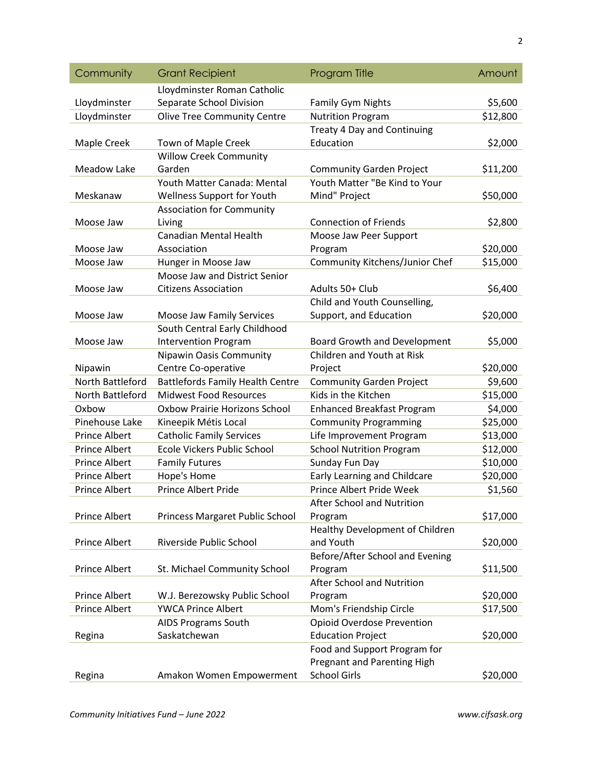| Community | Grant Recipient | Program Title | Amount |
|---|---|---|---|
| Lloydminster | Lloydminster Roman Catholic Separate School Division | Family Gym Nights | $5,600 |
| Lloydminster | Olive Tree Community Centre | Nutrition Program | $12,800 |
| Maple Creek | Town of Maple Creek | Treaty 4 Day and Continuing Education | $2,000 |
| Meadow Lake | Willow Creek Community Garden | Community Garden Project | $11,200 |
| Meskanaw | Youth Matter Canada: Mental Wellness Support for Youth | Youth Matter "Be Kind to Your Mind" Project | $50,000 |
| Moose Jaw | Association for Community Living | Connection of Friends | $2,800 |
| Moose Jaw | Canadian Mental Health Association | Moose Jaw Peer Support Program | $20,000 |
| Moose Jaw | Hunger in Moose Jaw | Community Kitchens/Junior Chef | $15,000 |
| Moose Jaw | Moose Jaw and District Senior Citizens Association | Adults 50+ Club | $6,400 |
| Moose Jaw | Moose Jaw Family Services | Child and Youth Counselling, Support, and Education | $20,000 |
| Moose Jaw | South Central Early Childhood Intervention Program | Board Growth and Development | $5,000 |
| Nipawin | Nipawin Oasis Community Centre Co-operative | Children and Youth at Risk Project | $20,000 |
| North Battleford | Battlefords Family Health Centre | Community Garden Project | $9,600 |
| North Battleford | Midwest Food Resources | Kids in the Kitchen | $15,000 |
| Oxbow | Oxbow Prairie Horizons School | Enhanced Breakfast Program | $4,000 |
| Pinehouse Lake | Kineepik Métis Local | Community Programming | $25,000 |
| Prince Albert | Catholic Family Services | Life Improvement Program | $13,000 |
| Prince Albert | Ecole Vickers Public School | School Nutrition Program | $12,000 |
| Prince Albert | Family Futures | Sunday Fun Day | $10,000 |
| Prince Albert | Hope's Home | Early Learning and Childcare | $20,000 |
| Prince Albert | Prince Albert Pride | Prince Albert Pride Week | $1,560 |
| Prince Albert | Princess Margaret Public School | After School and Nutrition Program | $17,000 |
| Prince Albert | Riverside Public School | Healthy Development of Children and Youth | $20,000 |
| Prince Albert | St. Michael Community School | Before/After School and Evening Program | $11,500 |
| Prince Albert | W.J. Berezowsky Public School | After School and Nutrition Program | $20,000 |
| Prince Albert | YWCA Prince Albert | Mom's Friendship Circle | $17,500 |
| Regina | AIDS Programs South Saskatchewan | Opioid Overdose Prevention Education Project | $20,000 |
| Regina | Amakon Women Empowerment | Food and Support Program for Pregnant and Parenting High School Girls | $20,000 |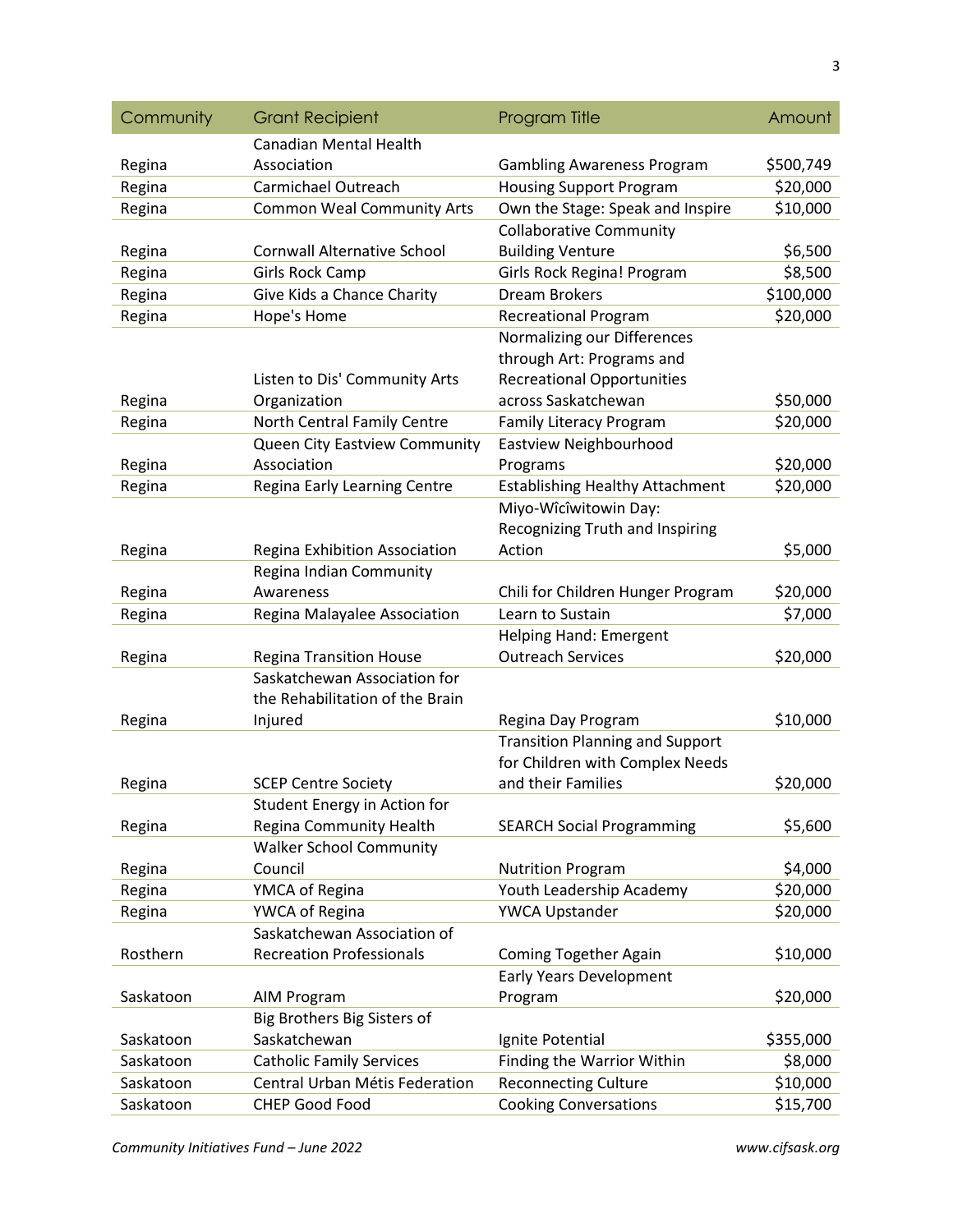| Community | Grant Recipient | Program Title | Amount |
|---|---|---|---|
| Regina | Canadian Mental Health Association | Gambling Awareness Program | $500,749 |
| Regina | Carmichael Outreach | Housing Support Program | $20,000 |
| Regina | Common Weal Community Arts | Own the Stage: Speak and Inspire | $10,000 |
| Regina | Cornwall Alternative School | Collaborative Community Building Venture | $6,500 |
| Regina | Girls Rock Camp | Girls Rock Regina! Program | $8,500 |
| Regina | Give Kids a Chance Charity | Dream Brokers | $100,000 |
| Regina | Hope's Home | Recreational Program | $20,000 |
| Regina | Listen to Dis' Community Arts Organization | Normalizing our Differences through Art: Programs and Recreational Opportunities across Saskatchewan | $50,000 |
| Regina | North Central Family Centre | Family Literacy Program | $20,000 |
| Regina | Queen City Eastview Community Association | Eastview Neighbourhood Programs | $20,000 |
| Regina | Regina Early Learning Centre | Establishing Healthy Attachment | $20,000 |
| Regina | Regina Exhibition Association | Miyo-Wîcîwitowin Day: Recognizing Truth and Inspiring Action | $5,000 |
| Regina | Regina Indian Community Awareness | Chili for Children Hunger Program | $20,000 |
| Regina | Regina Malayalee Association | Learn to Sustain | $7,000 |
| Regina | Regina Transition House | Helping Hand: Emergent Outreach Services | $20,000 |
| Regina | Saskatchewan Association for the Rehabilitation of the Brain Injured | Regina Day Program | $10,000 |
| Regina | SCEP Centre Society | Transition Planning and Support for Children with Complex Needs and their Families | $20,000 |
| Regina | Student Energy in Action for Regina Community Health | SEARCH Social Programming | $5,600 |
| Regina | Walker School Community Council | Nutrition Program | $4,000 |
| Regina | YMCA of Regina | Youth Leadership Academy | $20,000 |
| Regina | YWCA of Regina | YWCA Upstander | $20,000 |
| Rosthern | Saskatchewan Association of Recreation Professionals | Coming Together Again | $10,000 |
| Saskatoon | AIM Program | Early Years Development Program | $20,000 |
| Saskatoon | Big Brothers Big Sisters of Saskatchewan | Ignite Potential | $355,000 |
| Saskatoon | Catholic Family Services | Finding the Warrior Within | $8,000 |
| Saskatoon | Central Urban Métis Federation | Reconnecting Culture | $10,000 |
| Saskatoon | CHEP Good Food | Cooking Conversations | $15,700 |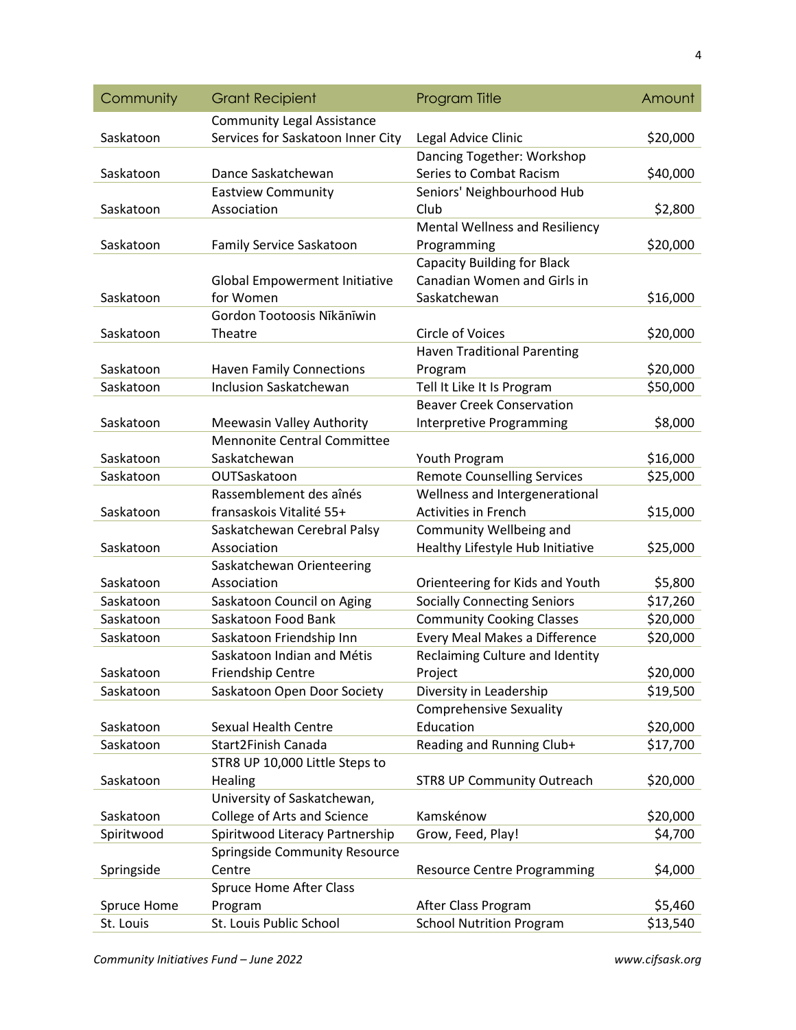| Community | Grant Recipient | Program Title | Amount |
|---|---|---|---|
| Saskatoon | Community Legal Assistance Services for Saskatoon Inner City | Legal Advice Clinic | $20,000 |
| Saskatoon | Dance Saskatchewan | Dancing Together: Workshop Series to Combat Racism | $40,000 |
| Saskatoon | Eastview Community Association | Seniors' Neighbourhood Hub Club | $2,800 |
| Saskatoon | Family Service Saskatoon | Mental Wellness and Resiliency Programming | $20,000 |
| Saskatoon | Global Empowerment Initiative for Women | Capacity Building for Black Canadian Women and Girls in Saskatchewan | $16,000 |
| Saskatoon | Gordon Tootoosis Nīkānīwin Theatre | Circle of Voices | $20,000 |
| Saskatoon | Haven Family Connections | Haven Traditional Parenting Program | $20,000 |
| Saskatoon | Inclusion Saskatchewan | Tell It Like It Is Program | $50,000 |
| Saskatoon | Meewasin Valley Authority | Beaver Creek Conservation Interpretive Programming | $8,000 |
| Saskatoon | Mennonite Central Committee Saskatchewan | Youth Program | $16,000 |
| Saskatoon | OUTSaskatoon | Remote Counselling Services | $25,000 |
| Saskatoon | Rassemblement des aînés fransaskois Vitalité 55+ | Wellness and Intergenerational Activities in French | $15,000 |
| Saskatoon | Saskatchewan Cerebral Palsy Association | Community Wellbeing and Healthy Lifestyle Hub Initiative | $25,000 |
| Saskatoon | Saskatchewan Orienteering Association | Orienteering for Kids and Youth | $5,800 |
| Saskatoon | Saskatoon Council on Aging | Socially Connecting Seniors | $17,260 |
| Saskatoon | Saskatoon Food Bank | Community Cooking Classes | $20,000 |
| Saskatoon | Saskatoon Friendship Inn | Every Meal Makes a Difference | $20,000 |
| Saskatoon | Saskatoon Indian and Métis Friendship Centre | Reclaiming Culture and Identity Project | $20,000 |
| Saskatoon | Saskatoon Open Door Society | Diversity in Leadership | $19,500 |
| Saskatoon | Sexual Health Centre | Comprehensive Sexuality Education | $20,000 |
| Saskatoon | Start2Finish Canada | Reading and Running Club+ | $17,700 |
| Saskatoon | STR8 UP 10,000 Little Steps to Healing | STR8 UP Community Outreach | $20,000 |
| Saskatoon | University of Saskatchewan, College of Arts and Science | Kamskénow | $20,000 |
| Spiritwood | Spiritwood Literacy Partnership | Grow, Feed, Play! | $4,700 |
| Springside | Springside Community Resource Centre | Resource Centre Programming | $4,000 |
| Spruce Home | Spruce Home After Class Program | After Class Program | $5,460 |
| St. Louis | St. Louis Public School | School Nutrition Program | $13,540 |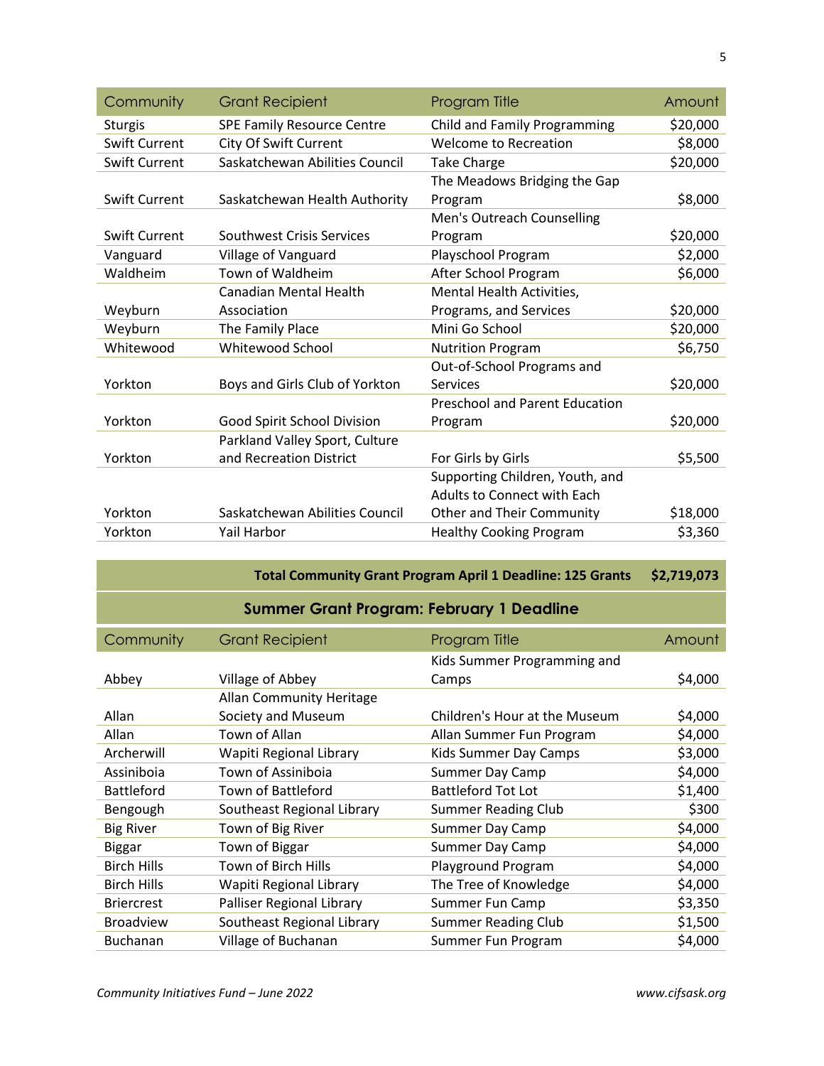| Community | Grant Recipient | Program Title | Amount |
|---|---|---|---|
| Sturgis | SPE Family Resource Centre | Child and Family Programming | $20,000 |
| Swift Current | City Of Swift Current | Welcome to Recreation | $8,000 |
| Swift Current | Saskatchewan Abilities Council | Take Charge | $20,000 |
| Swift Current | Saskatchewan Health Authority | The Meadows Bridging the Gap Program | $8,000 |
| Swift Current | Southwest Crisis Services | Men's Outreach Counselling Program | $20,000 |
| Vanguard | Village of Vanguard | Playschool Program | $2,000 |
| Waldheim | Town of Waldheim | After School Program | $6,000 |
| Weyburn | Canadian Mental Health Association | Mental Health Activities, Programs, and Services | $20,000 |
| Weyburn | The Family Place | Mini Go School | $20,000 |
| Whitewood | Whitewood School | Nutrition Program | $6,750 |
| Yorkton | Boys and Girls Club of Yorkton | Out-of-School Programs and Services | $20,000 |
| Yorkton | Good Spirit School Division | Preschool and Parent Education Program | $20,000 |
| Yorkton | Parkland Valley Sport, Culture and Recreation District | For Girls by Girls | $5,500 |
| Yorkton | Saskatchewan Abilities Council | Supporting Children, Youth, and Adults to Connect with Each Other and Their Community | $18,000 |
| Yorkton | Yail Harbor | Healthy Cooking Program | $3,360 |
| | | **Total Community Grant Program April 1 Deadline: 125 Grants** | **$2,719,073** |

## Summer Grant Program: February 1 Deadline

| Community | Grant Recipient | Program Title | Amount |
|---|---|---|---|
| Abbey | Village of Abbey | Kids Summer Programming and Camps | $4,000 |
| Allan | Allan Community Heritage Society and Museum | Children's Hour at the Museum | $4,000 |
| Allan | Town of Allan | Allan Summer Fun Program | $4,000 |
| Archerwill | Wapiti Regional Library | Kids Summer Day Camps | $3,000 |
| Assiniboia | Town of Assiniboia | Summer Day Camp | $4,000 |
| Battleford | Town of Battleford | Battleford Tot Lot | $1,400 |
| Bengough | Southeast Regional Library | Summer Reading Club | $300 |
| Big River | Town of Big River | Summer Day Camp | $4,000 |
| Biggar | Town of Biggar | Summer Day Camp | $4,000 |
| Birch Hills | Town of Birch Hills | Playground Program | $4,000 |
| Birch Hills | Wapiti Regional Library | The Tree of Knowledge | $4,000 |
| Briercrest | Palliser Regional Library | Summer Fun Camp | $3,350 |
| Broadview | Southeast Regional Library | Summer Reading Club | $1,500 |
| Buchanan | Village of Buchanan | Summer Fun Program | $4,000 |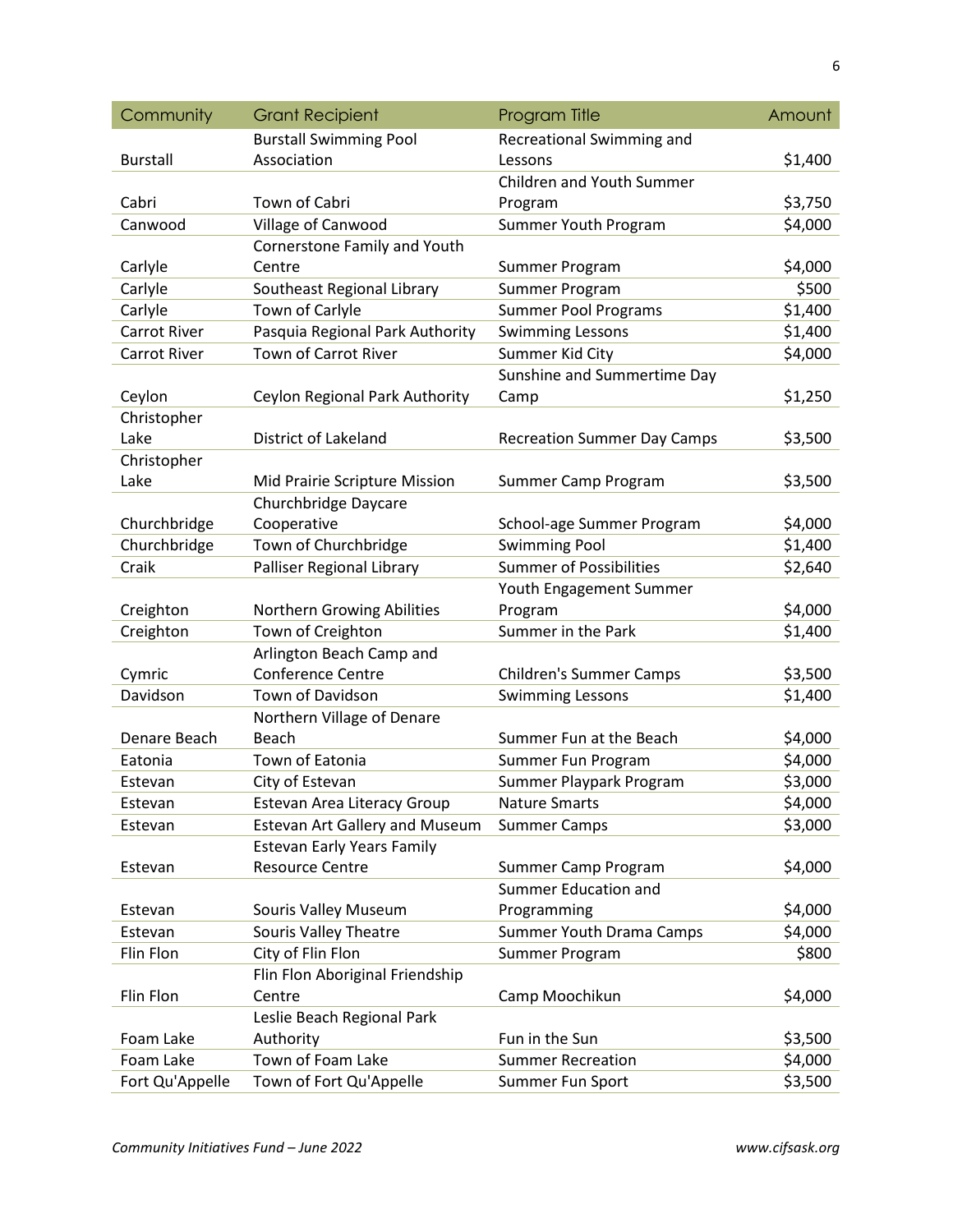| Community | Grant Recipient | Program Title | Amount |
|---|---|---|---|
| Burstall | Burstall Swimming Pool Association | Recreational Swimming and Lessons | $1,400 |
| Cabri | Town of Cabri | Children and Youth Summer Program | $3,750 |
| Canwood | Village of Canwood | Summer Youth Program | $4,000 |
| Carlyle | Cornerstone Family and Youth Centre | Summer Program | $4,000 |
| Carlyle | Southeast Regional Library | Summer Program | $500 |
| Carlyle | Town of Carlyle | Summer Pool Programs | $1,400 |
| Carrot River | Pasquia Regional Park Authority | Swimming Lessons | $1,400 |
| Carrot River | Town of Carrot River | Summer Kid City | $4,000 |
| Ceylon | Ceylon Regional Park Authority | Sunshine and Summertime Day Camp | $1,250 |
| Christopher Lake | District of Lakeland | Recreation Summer Day Camps | $3,500 |
| Christopher Lake | Mid Prairie Scripture Mission | Summer Camp Program | $3,500 |
| Churchbridge | Churchbridge Daycare Cooperative | School-age Summer Program | $4,000 |
| Churchbridge | Town of Churchbridge | Swimming Pool | $1,400 |
| Craik | Palliser Regional Library | Summer of Possibilities | $2,640 |
| Creighton | Northern Growing Abilities | Youth Engagement Summer Program | $4,000 |
| Creighton | Town of Creighton | Summer in the Park | $1,400 |
| Cymric | Arlington Beach Camp and Conference Centre | Children's Summer Camps | $3,500 |
| Davidson | Town of Davidson | Swimming Lessons | $1,400 |
| Denare Beach | Northern Village of Denare Beach | Summer Fun at the Beach | $4,000 |
| Eatonia | Town of Eatonia | Summer Fun Program | $4,000 |
| Estevan | City of Estevan | Summer Playpark Program | $3,000 |
| Estevan | Estevan Area Literacy Group | Nature Smarts | $4,000 |
| Estevan | Estevan Art Gallery and Museum | Summer Camps | $3,000 |
| Estevan | Estevan Early Years Family Resource Centre | Summer Camp Program | $4,000 |
| Estevan | Souris Valley Museum | Summer Education and Programming | $4,000 |
| Estevan | Souris Valley Theatre | Summer Youth Drama Camps | $4,000 |
| Flin Flon | City of Flin Flon | Summer Program | $800 |
| Flin Flon | Flin Flon Aboriginal Friendship Centre | Camp Moochikun | $4,000 |
| Foam Lake | Leslie Beach Regional Park Authority | Fun in the Sun | $3,500 |
| Foam Lake | Town of Foam Lake | Summer Recreation | $4,000 |
| Fort Qu'Appelle | Town of Fort Qu'Appelle | Summer Fun Sport | $3,500 |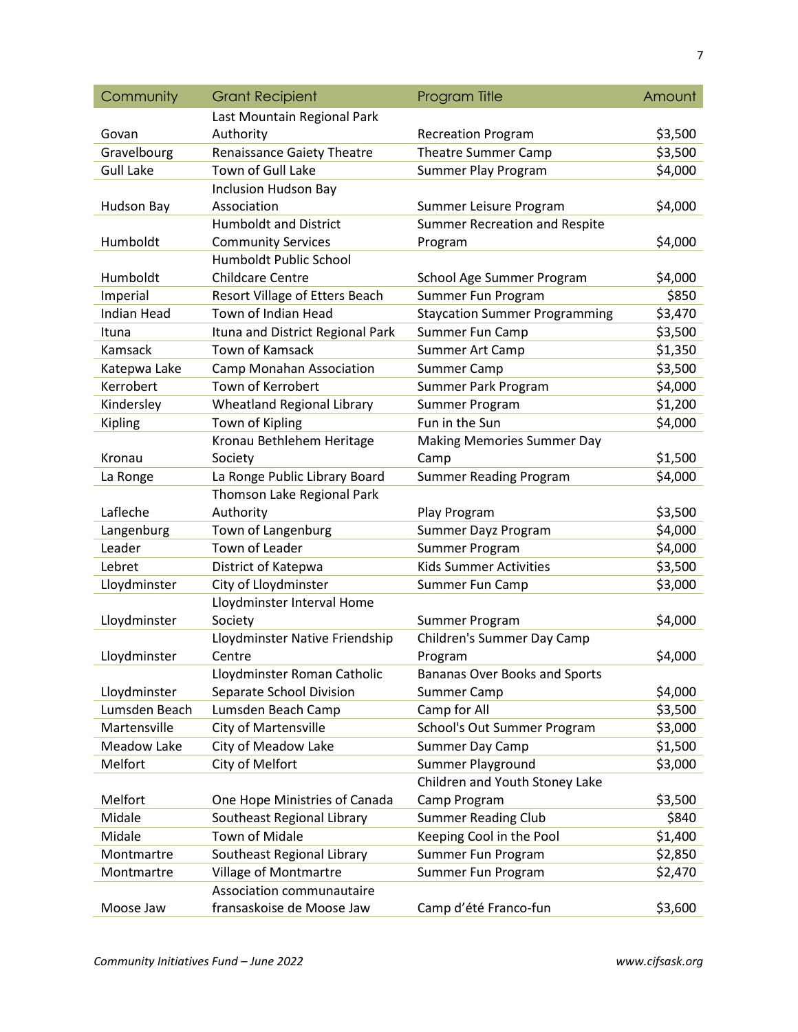| Community | Grant Recipient | Program Title | Amount |
|---|---|---|---|
| Govan | Last Mountain Regional Park Authority | Recreation Program | $3,500 |
| Gravelbourg | Renaissance Gaiety Theatre | Theatre Summer Camp | $3,500 |
| Gull Lake | Town of Gull Lake | Summer Play Program | $4,000 |
| Hudson Bay | Inclusion Hudson Bay Association | Summer Leisure Program | $4,000 |
| Humboldt | Humboldt and District Community Services | Summer Recreation and Respite Program | $4,000 |
| Humboldt | Humboldt Public School Childcare Centre | School Age Summer Program | $4,000 |
| Imperial | Resort Village of Etters Beach | Summer Fun Program | $850 |
| Indian Head | Town of Indian Head | Staycation Summer Programming | $3,470 |
| Ituna | Ituna and District Regional Park | Summer Fun Camp | $3,500 |
| Kamsack | Town of Kamsack | Summer Art Camp | $1,350 |
| Katepwa Lake | Camp Monahan Association | Summer Camp | $3,500 |
| Kerrobert | Town of Kerrobert | Summer Park Program | $4,000 |
| Kindersley | Wheatland Regional Library | Summer Program | $1,200 |
| Kipling | Town of Kipling | Fun in the Sun | $4,000 |
| Kronau | Kronau Bethlehem Heritage Society | Making Memories Summer Day Camp | $1,500 |
| La Ronge | La Ronge Public Library Board | Summer Reading Program | $4,000 |
| Lafleche | Thomson Lake Regional Park Authority | Play Program | $3,500 |
| Langenburg | Town of Langenburg | Summer Dayz Program | $4,000 |
| Leader | Town of Leader | Summer Program | $4,000 |
| Lebret | District of Katepwa | Kids Summer Activities | $3,500 |
| Lloydminster | City of Lloydminster | Summer Fun Camp | $3,000 |
| Lloydminster | Lloydminster Interval Home Society | Summer Program | $4,000 |
| Lloydminster | Lloydminster Native Friendship Centre | Children's Summer Day Camp Program | $4,000 |
| Lloydminster | Lloydminster Roman Catholic Separate School Division | Bananas Over Books and Sports Summer Camp | $4,000 |
| Lumsden Beach | Lumsden Beach Camp | Camp for All | $3,500 |
| Martensville | City of Martensville | School's Out Summer Program | $3,000 |
| Meadow Lake | City of Meadow Lake | Summer Day Camp | $1,500 |
| Melfort | City of Melfort | Summer Playground | $3,000 |
| Melfort | One Hope Ministries of Canada | Children and Youth Stoney Lake Camp Program | $3,500 |
| Midale | Southeast Regional Library | Summer Reading Club | $840 |
| Midale | Town of Midale | Keeping Cool in the Pool | $1,400 |
| Montmartre | Southeast Regional Library | Summer Fun Program | $2,850 |
| Montmartre | Village of Montmartre | Summer Fun Program | $2,470 |
| Moose Jaw | Association communautaire fransaskoise de Moose Jaw | Camp d'été Franco-fun | $3,600 |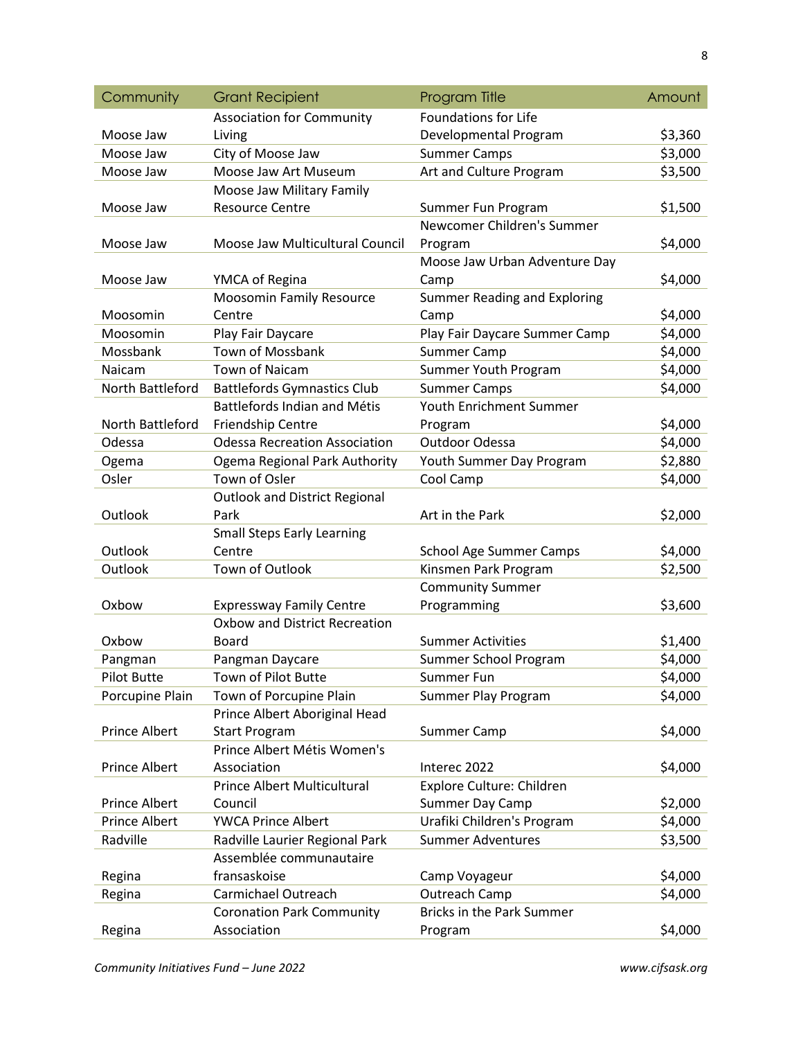| Community | Grant Recipient | Program Title | Amount |
|---|---|---|---|
| Moose Jaw | Association for Community Living | Foundations for Life Developmental Program | $3,360 |
| Moose Jaw | City of Moose Jaw | Summer Camps | $3,000 |
| Moose Jaw | Moose Jaw Art Museum | Art and Culture Program | $3,500 |
| Moose Jaw | Moose Jaw Military Family Resource Centre | Summer Fun Program | $1,500 |
| Moose Jaw | Moose Jaw Multicultural Council | Newcomer Children's Summer Program | $4,000 |
| Moose Jaw | YMCA of Regina | Moose Jaw Urban Adventure Day Camp | $4,000 |
| Moosomin | Moosomin Family Resource Centre | Summer Reading and Exploring Camp | $4,000 |
| Moosomin | Play Fair Daycare | Play Fair Daycare Summer Camp | $4,000 |
| Mossbank | Town of Mossbank | Summer Camp | $4,000 |
| Naicam | Town of Naicam | Summer Youth Program | $4,000 |
| North Battleford | Battlefords Gymnastics Club | Summer Camps | $4,000 |
| North Battleford | Battlefords Indian and Métis Friendship Centre | Youth Enrichment Summer Program | $4,000 |
| Odessa | Odessa Recreation Association | Outdoor Odessa | $4,000 |
| Ogema | Ogema Regional Park Authority | Youth Summer Day Program | $2,880 |
| Osler | Town of Osler | Cool Camp | $4,000 |
| Outlook | Outlook and District Regional Park | Art in the Park | $2,000 |
| Outlook | Small Steps Early Learning Centre | School Age Summer Camps | $4,000 |
| Outlook | Town of Outlook | Kinsmen Park Program | $2,500 |
| Oxbow | Expressway Family Centre | Community Summer Programming | $3,600 |
| Oxbow | Oxbow and District Recreation Board | Summer Activities | $1,400 |
| Pangman | Pangman Daycare | Summer School Program | $4,000 |
| Pilot Butte | Town of Pilot Butte | Summer Fun | $4,000 |
| Porcupine Plain | Town of Porcupine Plain | Summer Play Program | $4,000 |
| Prince Albert | Prince Albert Aboriginal Head Start Program | Summer Camp | $4,000 |
| Prince Albert | Prince Albert Métis Women's Association | Interec 2022 | $4,000 |
| Prince Albert | Prince Albert Multicultural Council | Explore Culture: Children Summer Day Camp | $2,000 |
| Prince Albert | YWCA Prince Albert | Urafiki Children's Program | $4,000 |
| Radville | Radville Laurier Regional Park | Summer Adventures | $3,500 |
| Regina | Assemblée communautaire fransaskoise | Camp Voyageur | $4,000 |
| Regina | Carmichael Outreach | Outreach Camp | $4,000 |
| Regina | Coronation Park Community Association | Bricks in the Park Summer Program | $4,000 |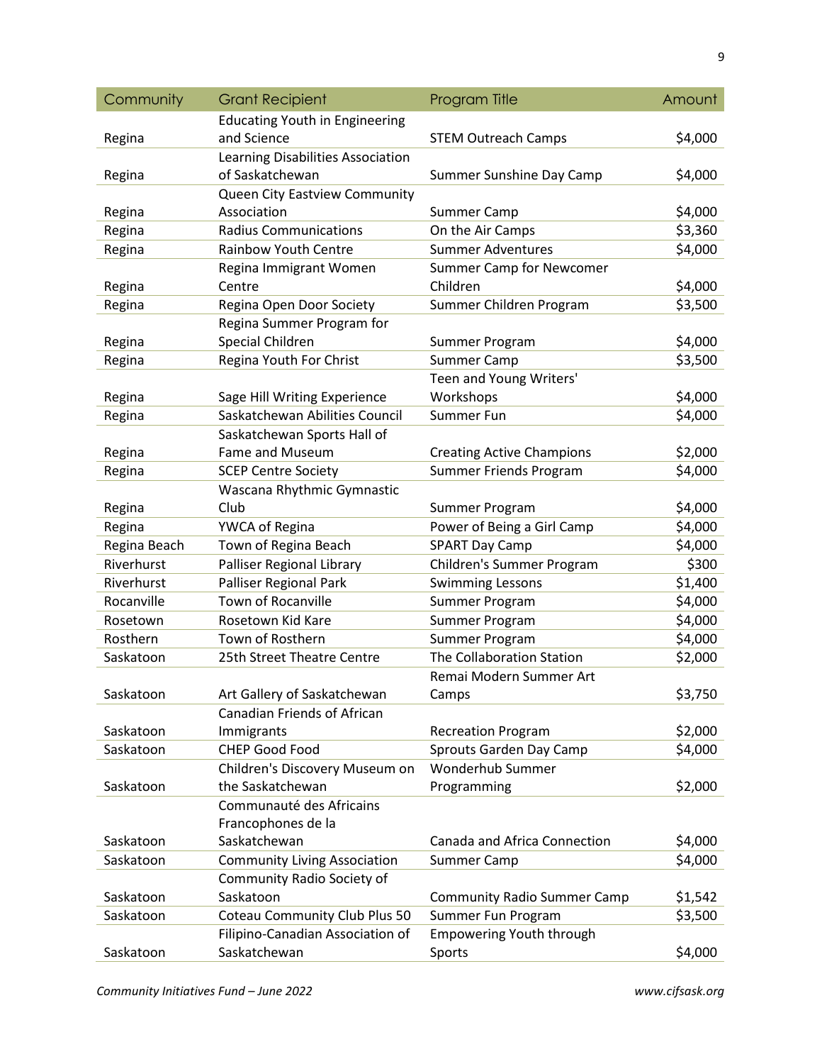| Community | Grant Recipient | Program Title | Amount |
|---|---|---|---|
| Regina | Educating Youth in Engineering and Science | STEM Outreach Camps | $4,000 |
| Regina | Learning Disabilities Association of Saskatchewan | Summer Sunshine Day Camp | $4,000 |
| Regina | Queen City Eastview Community Association | Summer Camp | $4,000 |
| Regina | Radius Communications | On the Air Camps | $3,360 |
| Regina | Rainbow Youth Centre | Summer Adventures | $4,000 |
| Regina | Regina Immigrant Women Centre | Summer Camp for Newcomer Children | $4,000 |
| Regina | Regina Open Door Society | Summer Children Program | $3,500 |
| Regina | Regina Summer Program for Special Children | Summer Program | $4,000 |
| Regina | Regina Youth For Christ | Summer Camp | $3,500 |
| Regina | Sage Hill Writing Experience | Teen and Young Writers' Workshops | $4,000 |
| Regina | Saskatchewan Abilities Council | Summer Fun | $4,000 |
| Regina | Saskatchewan Sports Hall of Fame and Museum | Creating Active Champions | $2,000 |
| Regina | SCEP Centre Society | Summer Friends Program | $4,000 |
| Regina | Wascana Rhythmic Gymnastic Club | Summer Program | $4,000 |
| Regina | YWCA of Regina | Power of Being a Girl Camp | $4,000 |
| Regina Beach | Town of Regina Beach | SPART Day Camp | $4,000 |
| Riverhurst | Palliser Regional Library | Children's Summer Program | $300 |
| Riverhurst | Palliser Regional Park | Swimming Lessons | $1,400 |
| Rocanville | Town of Rocanville | Summer Program | $4,000 |
| Rosetown | Rosetown Kid Kare | Summer Program | $4,000 |
| Rosthern | Town of Rosthern | Summer Program | $4,000 |
| Saskatoon | 25th Street Theatre Centre | The Collaboration Station | $2,000 |
| Saskatoon | Art Gallery of Saskatchewan | Remai Modern Summer Art Camps | $3,750 |
| Saskatoon | Canadian Friends of African Immigrants | Recreation Program | $2,000 |
| Saskatoon | CHEP Good Food | Sprouts Garden Day Camp | $4,000 |
| Saskatoon | Children's Discovery Museum on the Saskatchewan | Wonderhub Summer Programming | $2,000 |
| Saskatoon | Communauté des Africains Francophones de la Saskatchewan | Canada and Africa Connection | $4,000 |
| Saskatoon | Community Living Association | Summer Camp | $4,000 |
| Saskatoon | Community Radio Society of Saskatoon | Community Radio Summer Camp | $1,542 |
| Saskatoon | Coteau Community Club Plus 50 | Summer Fun Program | $3,500 |
| Saskatoon | Filipino-Canadian Association of Saskatchewan | Empowering Youth through Sports | $4,000 |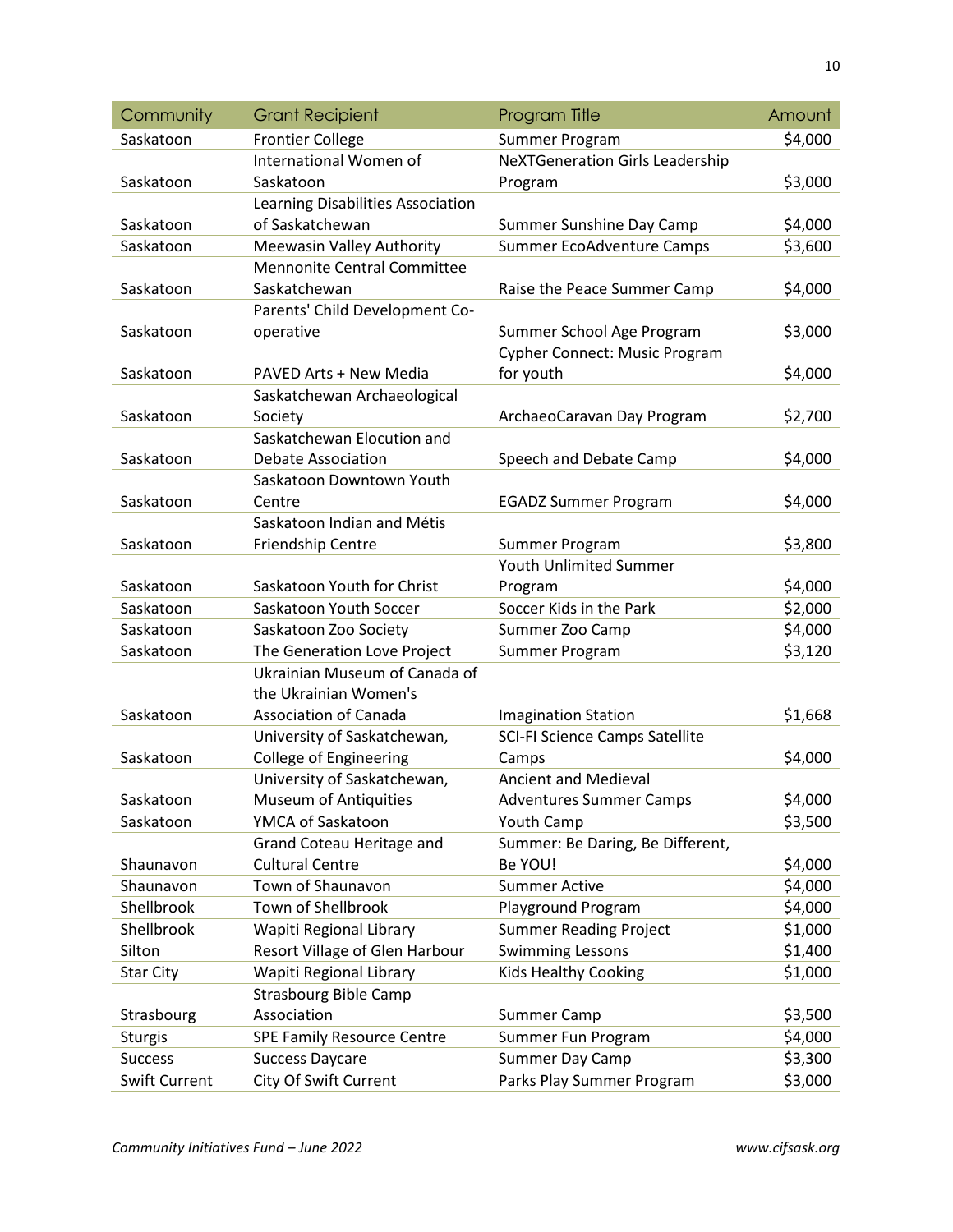| Community | Grant Recipient | Program Title | Amount |
|---|---|---|---|
| Saskatoon | Frontier College | Summer Program | $4,000 |
| Saskatoon | International Women of Saskatoon | NeXTGeneration Girls Leadership Program | $3,000 |
| Saskatoon | Learning Disabilities Association of Saskatchewan | Summer Sunshine Day Camp | $4,000 |
| Saskatoon | Meewasin Valley Authority | Summer EcoAdventure Camps | $3,600 |
| Saskatoon | Mennonite Central Committee Saskatchewan | Raise the Peace Summer Camp | $4,000 |
| Saskatoon | Parents' Child Development Co-operative | Summer School Age Program | $3,000 |
| Saskatoon | PAVED Arts + New Media | Cypher Connect: Music Program for youth | $4,000 |
| Saskatoon | Saskatchewan Archaeological Society | ArchaeoCaravan Day Program | $2,700 |
| Saskatoon | Saskatchewan Elocution and Debate Association | Speech and Debate Camp | $4,000 |
| Saskatoon | Saskatoon Downtown Youth Centre | EGADZ Summer Program | $4,000 |
| Saskatoon | Saskatoon Indian and Métis Friendship Centre | Summer Program | $3,800 |
| Saskatoon | Saskatoon Youth for Christ | Youth Unlimited Summer Program | $4,000 |
| Saskatoon | Saskatoon Youth Soccer | Soccer Kids in the Park | $2,000 |
| Saskatoon | Saskatoon Zoo Society | Summer Zoo Camp | $4,000 |
| Saskatoon | The Generation Love Project | Summer Program | $3,120 |
| Saskatoon | Ukrainian Museum of Canada of the Ukrainian Women's Association of Canada | Imagination Station | $1,668 |
| Saskatoon | University of Saskatchewan, College of Engineering | SCI-FI Science Camps Satellite Camps | $4,000 |
| Saskatoon | University of Saskatchewan, Museum of Antiquities | Ancient and Medieval Adventures Summer Camps | $4,000 |
| Saskatoon | YMCA of Saskatoon | Youth Camp | $3,500 |
| Shaunavon | Grand Coteau Heritage and Cultural Centre | Summer: Be Daring, Be Different, Be YOU! | $4,000 |
| Shaunavon | Town of Shaunavon | Summer Active | $4,000 |
| Shellbrook | Town of Shellbrook | Playground Program | $4,000 |
| Shellbrook | Wapiti Regional Library | Summer Reading Project | $1,000 |
| Silton | Resort Village of Glen Harbour | Swimming Lessons | $1,400 |
| Star City | Wapiti Regional Library | Kids Healthy Cooking | $1,000 |
| Strasbourg | Strasbourg Bible Camp Association | Summer Camp | $3,500 |
| Sturgis | SPE Family Resource Centre | Summer Fun Program | $4,000 |
| Success | Success Daycare | Summer Day Camp | $3,300 |
| Swift Current | City Of Swift Current | Parks Play Summer Program | $3,000 |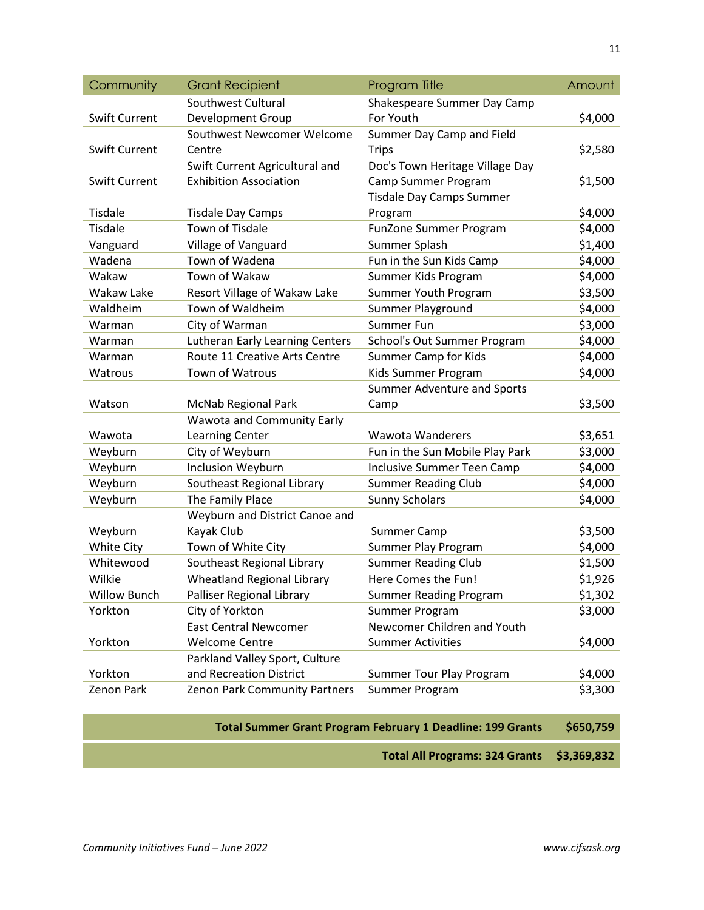| Community | Grant Recipient | Program Title | Amount |
|---|---|---|---|
| Swift Current | Southwest Cultural Development Group | Shakespeare Summer Day Camp For Youth | $4,000 |
| Swift Current | Southwest Newcomer Welcome Centre | Summer Day Camp and Field Trips | $2,580 |
| Swift Current | Swift Current Agricultural and Exhibition Association | Doc's Town Heritage Village Day Camp Summer Program | $1,500 |
| Tisdale | Tisdale Day Camps | Tisdale Day Camps Summer Program | $4,000 |
| Tisdale | Town of Tisdale | FunZone Summer Program | $4,000 |
| Vanguard | Village of Vanguard | Summer Splash | $1,400 |
| Wadena | Town of Wadena | Fun in the Sun Kids Camp | $4,000 |
| Wakaw | Town of Wakaw | Summer Kids Program | $4,000 |
| Wakaw Lake | Resort Village of Wakaw Lake | Summer Youth Program | $3,500 |
| Waldheim | Town of Waldheim | Summer Playground | $4,000 |
| Warman | City of Warman | Summer Fun | $3,000 |
| Warman | Lutheran Early Learning Centers | School's Out Summer Program | $4,000 |
| Warman | Route 11 Creative Arts Centre | Summer Camp for Kids | $4,000 |
| Watrous | Town of Watrous | Kids Summer Program | $4,000 |
| Watson | McNab Regional Park | Summer Adventure and Sports Camp | $3,500 |
| Wawota | Wawota and Community Early Learning Center | Wawota Wanderers | $3,651 |
| Weyburn | City of Weyburn | Fun in the Sun Mobile Play Park | $3,000 |
| Weyburn | Inclusion Weyburn | Inclusive Summer Teen Camp | $4,000 |
| Weyburn | Southeast Regional Library | Summer Reading Club | $4,000 |
| Weyburn | The Family Place | Sunny Scholars | $4,000 |
| Weyburn | Weyburn and District Canoe and Kayak Club | Summer Camp | $3,500 |
| White City | Town of White City | Summer Play Program | $4,000 |
| Whitewood | Southeast Regional Library | Summer Reading Club | $1,500 |
| Wilkie | Wheatland Regional Library | Here Comes the Fun! | $1,926 |
| Willow Bunch | Palliser Regional Library | Summer Reading Program | $1,302 |
| Yorkton | City of Yorkton | Summer Program | $3,000 |
| Yorkton | East Central Newcomer Welcome Centre | Newcomer Children and Youth Summer Activities | $4,000 |
| Yorkton | Parkland Valley Sport, Culture and Recreation District | Summer Tour Play Program | $4,000 |
| Zenon Park | Zenon Park Community Partners | Summer Program | $3,300 |

| | |
|---|---|
| **Total Summer Grant Program February 1 Deadline: 199 Grants** | **$650,759** |
| **Total All Programs: 324 Grants** | **$3,369,832** |